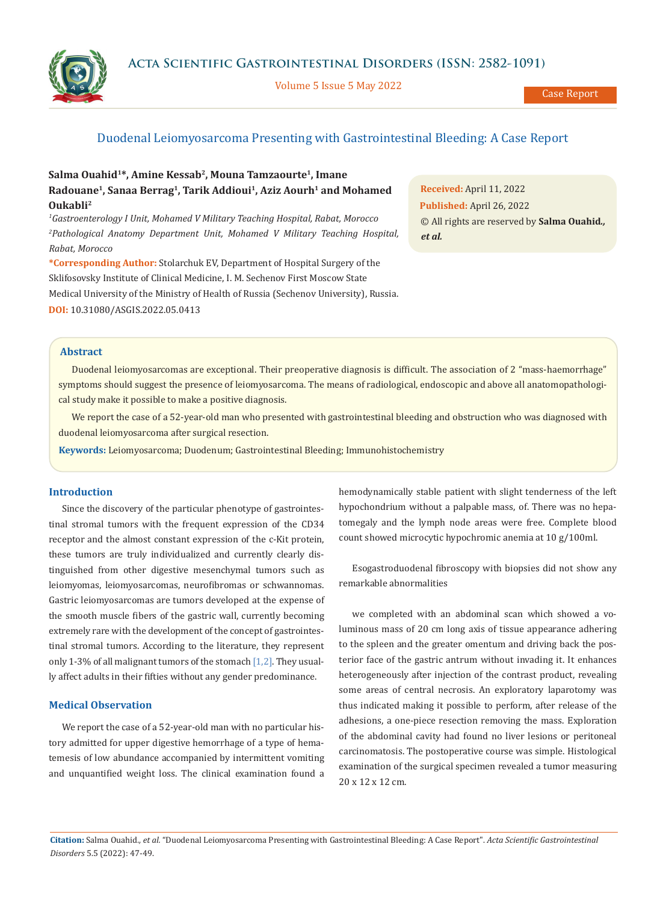Case Report

# Duodenal Leiomyosarcoma Presenting with Gastrointestinal Bleeding: A Case Report

**Salma Ouahid[1]*, Amine Kessab[2], Mouna Tamzaourte[1], Imane Radouane[1], Sanaa Berrag[1], Tarik Addioui[1], Aziz Aourh[1] and Mohamed Oukabli[2]**

*[1]Gastroenterology I Unit, Mohamed V Military Teaching Hospital, Rabat, Morocco*

*[2]Pathological Anatomy Department Unit, Mohamed V Military Teaching Hospital, Rabat, Morocco*

**\*Corresponding Author:** Stolarchuk EV, Department of Hospital Surgery of the Sklifosovsky Institute of Clinical Medicine, I. M. Sechenov First Moscow State Medical University of the Ministry of Health of Russia (Sechenov University), Russia.

**DOI:** 10.31080/ASGIS.2022.05.0413

**Received:** April 11, 2022
**Published:** April 26, 2022
© All rights are reserved by **Salma Ouahid., *et al.***

## Abstract

Duodenal leiomyosarcomas are exceptional. Their preoperative diagnosis is difficult. The association of 2 "mass-haemorrhage" symptoms should suggest the presence of leiomyosarcoma. The means of radiological, endoscopic and above all anatomopathological study make it possible to make a positive diagnosis.

We report the case of a 52-year-old man who presented with gastrointestinal bleeding and obstruction who was diagnosed with duodenal leiomyosarcoma after surgical resection.

**Keywords:** Leiomyosarcoma; Duodenum; Gastrointestinal Bleeding; Immunohistochemistry

## Introduction

Since the discovery of the particular phenotype of gastrointestinal stromal tumors with the frequent expression of the CD34 receptor and the almost constant expression of the c-Kit protein, these tumors are truly individualized and currently clearly distinguished from other digestive mesenchymal tumors such as leiomyomas, leiomyosarcomas, neurofibromas or schwannomas. Gastric leiomyosarcomas are tumors developed at the expense of the smooth muscle fibers of the gastric wall, currently becoming extremely rare with the development of the concept of gastrointestinal stromal tumors. According to the literature, they represent only 1-3% of all malignant tumors of the stomach [1,2]. They usually affect adults in their fifties without any gender predominance.

## Medical Observation

We report the case of a 52-year-old man with no particular history admitted for upper digestive hemorrhage of a type of hematemesis of low abundance accompanied by intermittent vomiting and unquantified weight loss. The clinical examination found a hemodynamically stable patient with slight tenderness of the left hypochondrium without a palpable mass, of. There was no hepatomegaly and the lymph node areas were free. Complete blood count showed microcytic hypochromic anemia at 10 g/100ml.

Esogastroduodenal fibroscopy with biopsies did not show any remarkable abnormalities

we completed with an abdominal scan which showed a voluminous mass of 20 cm long axis of tissue appearance adhering to the spleen and the greater omentum and driving back the posterior face of the gastric antrum without invading it. It enhances heterogeneously after injection of the contrast product, revealing some areas of central necrosis. An exploratory laparotomy was thus indicated making it possible to perform, after release of the adhesions, a one-piece resection removing the mass. Exploration of the abdominal cavity had found no liver lesions or peritoneal carcinomatosis. The postoperative course was simple. Histological examination of the surgical specimen revealed a tumor measuring 20 x 12 x 12 cm.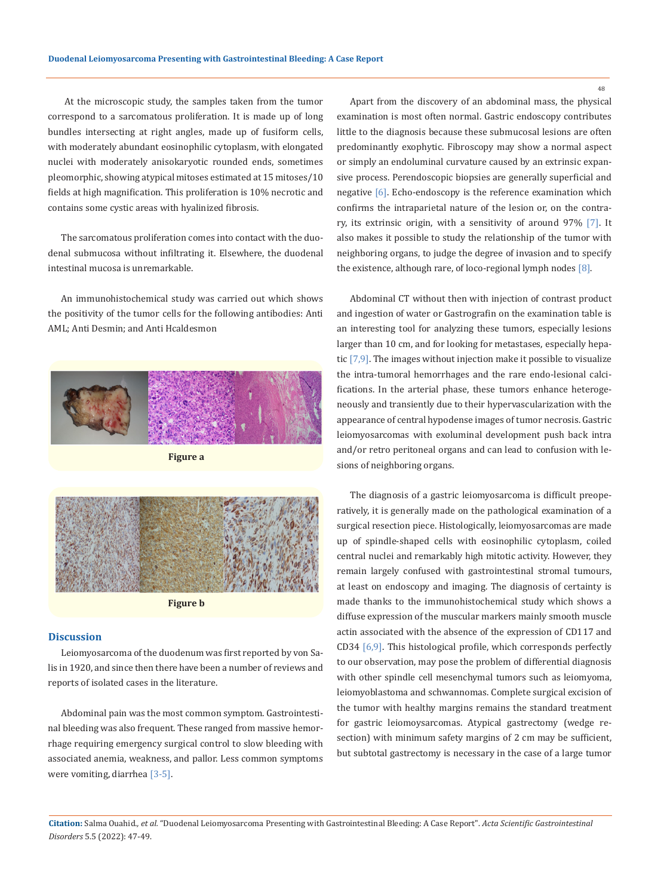At the microscopic study, the samples taken from the tumor correspond to a sarcomatous proliferation. It is made up of long bundles intersecting at right angles, made up of fusiform cells, with moderately abundant eosinophilic cytoplasm, with elongated nuclei with moderately anisokaryotic rounded ends, sometimes pleomorphic, showing atypical mitoses estimated at 15 mitoses/10 fields at high magnification. This proliferation is 10% necrotic and contains some cystic areas with hyalinized fibrosis.

The sarcomatous proliferation comes into contact with the duodenal submucosa without infiltrating it. Elsewhere, the duodenal intestinal mucosa is unremarkable.

An immunohistochemical study was carried out which shows the positivity of the tumor cells for the following antibodies: Anti AML; Anti Desmin; and Anti Hcaldesmon

**Figure a**

**Figure b**

## Discussion

Leiomyosarcoma of the duodenum was first reported by von Salis in 1920, and since then there have been a number of reviews and reports of isolated cases in the literature.

Abdominal pain was the most common symptom. Gastrointestinal bleeding was also frequent. These ranged from massive hemorrhage requiring emergency surgical control to slow bleeding with associated anemia, weakness, and pallor. Less common symptoms were vomiting, diarrhea [3-5].

Apart from the discovery of an abdominal mass, the physical examination is most often normal. Gastric endoscopy contributes little to the diagnosis because these submucosal lesions are often predominantly exophytic. Fibroscopy may show a normal aspect or simply an endoluminal curvature caused by an extrinsic expansive process. Perendoscopic biopsies are generally superficial and negative [6]. Echo-endoscopy is the reference examination which confirms the intraparietal nature of the lesion or, on the contrary, its extrinsic origin, with a sensitivity of around 97% [7]. It also makes it possible to study the relationship of the tumor with neighboring organs, to judge the degree of invasion and to specify the existence, although rare, of loco-regional lymph nodes [8].

Abdominal CT without then with injection of contrast product and ingestion of water or Gastrografin on the examination table is an interesting tool for analyzing these tumors, especially lesions larger than 10 cm, and for looking for metastases, especially hepatic [7,9]. The images without injection make it possible to visualize the intra-tumoral hemorrhages and the rare endo-lesional calcifications. In the arterial phase, these tumors enhance heterogeneously and transiently due to their hypervascularization with the appearance of central hypodense images of tumor necrosis. Gastric leiomyosarcomas with exoluminal development push back intra and/or retro peritoneal organs and can lead to confusion with lesions of neighboring organs.

The diagnosis of a gastric leiomyosarcoma is difficult preoperatively, it is generally made on the pathological examination of a surgical resection piece. Histologically, leiomyosarcomas are made up of spindle-shaped cells with eosinophilic cytoplasm, coiled central nuclei and remarkably high mitotic activity. However, they remain largely confused with gastrointestinal stromal tumours, at least on endoscopy and imaging. The diagnosis of certainty is made thanks to the immunohistochemical study which shows a diffuse expression of the muscular markers mainly smooth muscle actin associated with the absence of the expression of CD117 and CD34 [6,9]. This histological profile, which corresponds perfectly to our observation, may pose the problem of differential diagnosis with other spindle cell mesenchymal tumors such as leiomyoma, leiomyoblastoma and schwannomas. Complete surgical excision of the tumor with healthy margins remains the standard treatment for gastric leiomoysarcomas. Atypical gastrectomy (wedge resection) with minimum safety margins of 2 cm may be sufficient, but subtotal gastrectomy is necessary in the case of a large tumor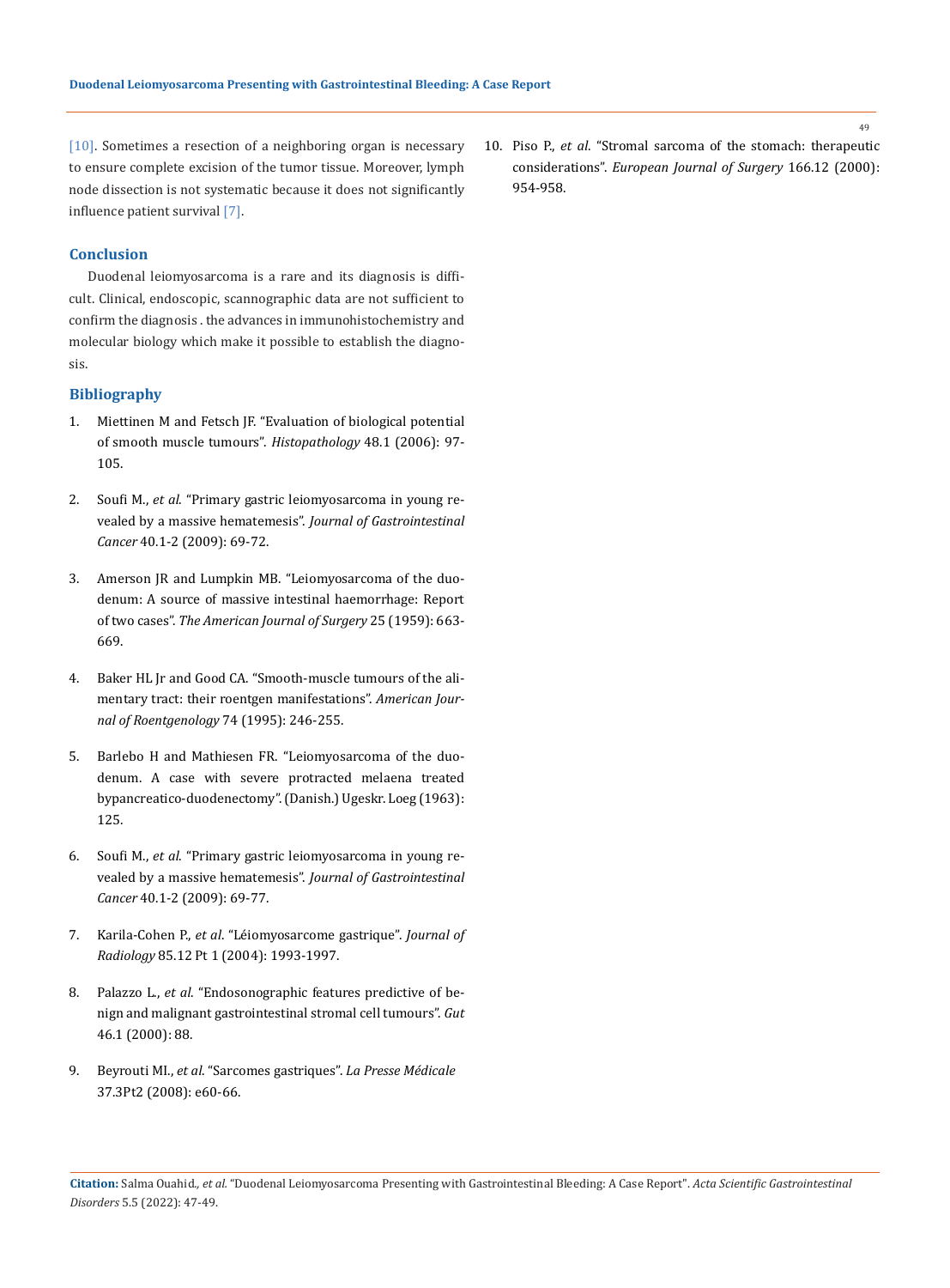[10]. Sometimes a resection of a neighboring organ is necessary to ensure complete excision of the tumor tissue. Moreover, lymph node dissection is not systematic because it does not significantly influence patient survival [7].

## Conclusion

Duodenal leiomyosarcoma is a rare and its diagnosis is difficult. Clinical, endoscopic, scannographic data are not sufficient to confirm the diagnosis . the advances in immunohistochemistry and molecular biology which make it possible to establish the diagnosis.

## Bibliography

1. Miettinen M and Fetsch JF. "Evaluation of biological potential of smooth muscle tumours". *Histopathology* 48.1 (2006): 97-105.
2. Soufi M., *et al.* "Primary gastric leiomyosarcoma in young revealed by a massive hematemesis". *Journal of Gastrointestinal Cancer* 40.1-2 (2009): 69-72.
3. Amerson JR and Lumpkin MB. "Leiomyosarcoma of the duodenum: A source of massive intestinal haemorrhage: Report of two cases". *The American Journal of Surgery* 25 (1959): 663-669.
4. Baker HL Jr and Good CA. "Smooth-muscle tumours of the alimentary tract: their roentgen manifestations". *American Journal of Roentgenology* 74 (1995): 246-255.
5. Barlebo H and Mathiesen FR. "Leiomyosarcoma of the duodenum. A case with severe protracted melaena treated bypancreatico-duodenectomy". (Danish.) Ugeskr. Loeg (1963): 125.
6. Soufi M., *et al.* "Primary gastric leiomyosarcoma in young revealed by a massive hematemesis". *Journal of Gastrointestinal Cancer* 40.1-2 (2009): 69-77.
7. Karila-Cohen P., *et al*. "Léiomyosarcome gastrique". *Journal of Radiology* 85.12 Pt 1 (2004): 1993-1997.
8. Palazzo L., *et al.* "Endosonographic features predictive of benign and malignant gastrointestinal stromal cell tumours". *Gut* 46.1 (2000): 88.
9. Beyrouti MI., *et al*. "Sarcomes gastriques". *La Presse Médicale* 37.3Pt2 (2008): e60-66.
10. Piso P., *et al*. "Stromal sarcoma of the stomach: therapeutic considerations". *European Journal of Surgery* 166.12 (2000): 954-958.